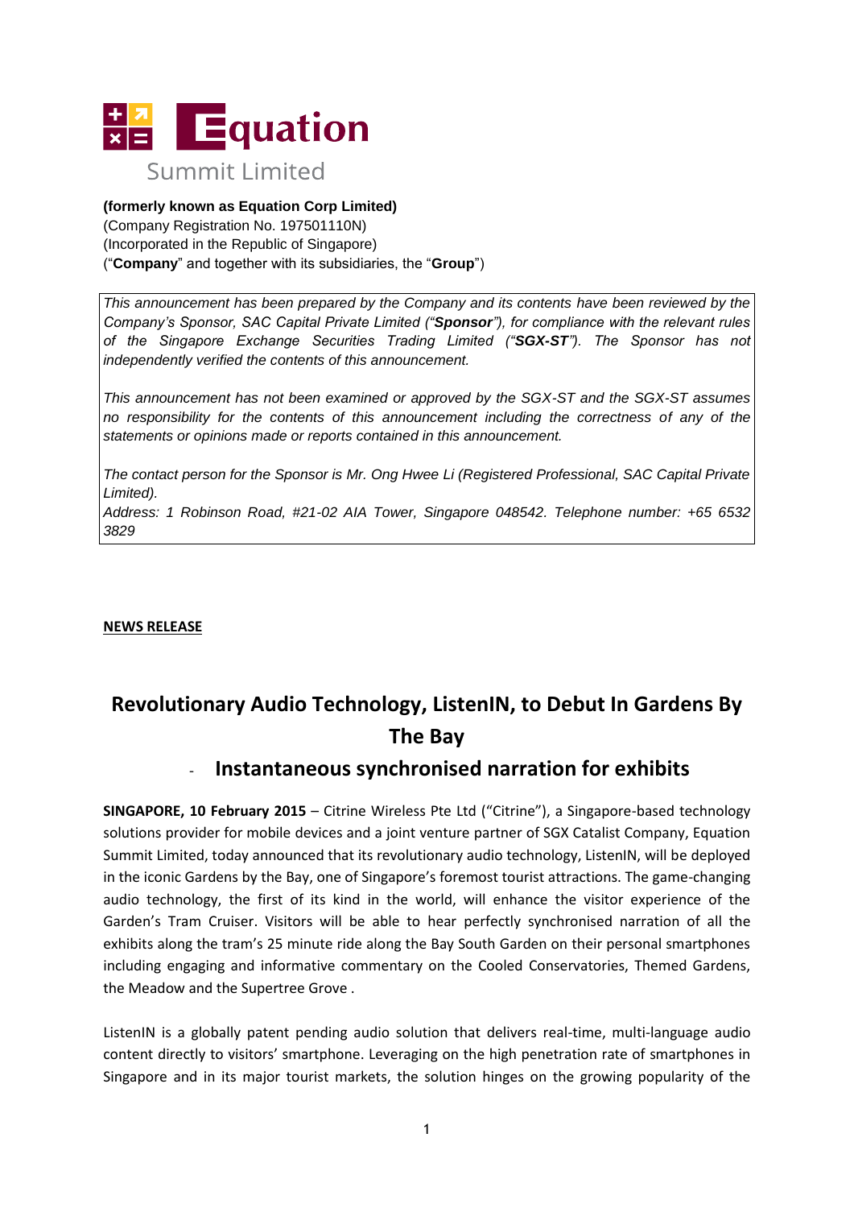# Equation Summit Limited

**(formerly known as Equation Corp Limited)**
(Company Registration No. 197501110N)
(Incorporated in the Republic of Singapore)
("**Company**" and together with its subsidiaries, the "**Group**")

*This announcement has been prepared by the Company and its contents have been reviewed by the Company's Sponsor, SAC Capital Private Limited ("**Sponsor**"), for compliance with the relevant rules of the Singapore Exchange Securities Trading Limited ("**SGX-ST**"). The Sponsor has not independently verified the contents of this announcement.*

*This announcement has not been examined or approved by the SGX-ST and the SGX-ST assumes no responsibility for the contents of this announcement including the correctness of any of the statements or opinions made or reports contained in this announcement.*

*The contact person for the Sponsor is Mr. Ong Hwee Li (Registered Professional, SAC Capital Private Limited).*
*Address: 1 Robinson Road, #21-02 AIA Tower, Singapore 048542. Telephone number: +65 6532 3829*

**NEWS RELEASE**

## Revolutionary Audio Technology, ListenIN, to Debut In Gardens By The Bay

### - Instantaneous synchronised narration for exhibits

**SINGAPORE, 10 February 2015** – Citrine Wireless Pte Ltd ("Citrine"), a Singapore-based technology solutions provider for mobile devices and a joint venture partner of SGX Catalist Company, Equation Summit Limited, today announced that its revolutionary audio technology, ListenIN, will be deployed in the iconic Gardens by the Bay, one of Singapore's foremost tourist attractions. The game-changing audio technology, the first of its kind in the world, will enhance the visitor experience of the Garden's Tram Cruiser. Visitors will be able to hear perfectly synchronised narration of all the exhibits along the tram's 25 minute ride along the Bay South Garden on their personal smartphones including engaging and informative commentary on the Cooled Conservatories, Themed Gardens, the Meadow and the Supertree Grove .

ListenIN is a globally patent pending audio solution that delivers real-time, multi-language audio content directly to visitors' smartphone. Leveraging on the high penetration rate of smartphones in Singapore and in its major tourist markets, the solution hinges on the growing popularity of the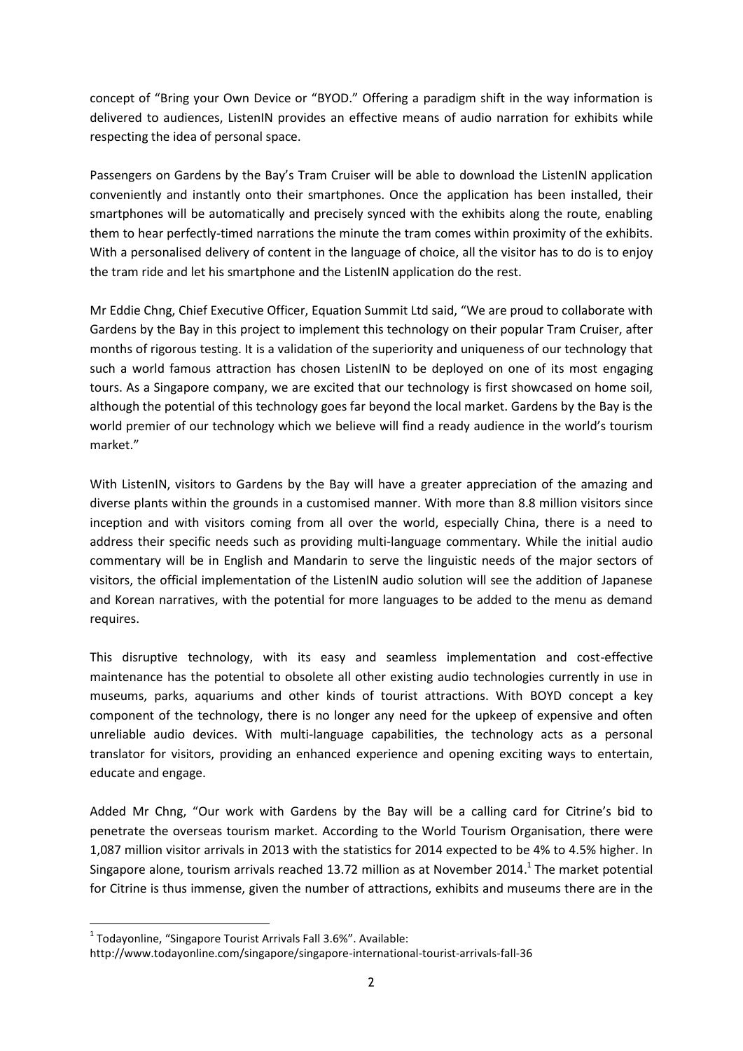concept of "Bring your Own Device or "BYOD." Offering a paradigm shift in the way information is delivered to audiences, ListenIN provides an effective means of audio narration for exhibits while respecting the idea of personal space.

Passengers on Gardens by the Bay's Tram Cruiser will be able to download the ListenIN application conveniently and instantly onto their smartphones. Once the application has been installed, their smartphones will be automatically and precisely synced with the exhibits along the route, enabling them to hear perfectly-timed narrations the minute the tram comes within proximity of the exhibits. With a personalised delivery of content in the language of choice, all the visitor has to do is to enjoy the tram ride and let his smartphone and the ListenIN application do the rest.

Mr Eddie Chng, Chief Executive Officer, Equation Summit Ltd said, "We are proud to collaborate with Gardens by the Bay in this project to implement this technology on their popular Tram Cruiser, after months of rigorous testing. It is a validation of the superiority and uniqueness of our technology that such a world famous attraction has chosen ListenIN to be deployed on one of its most engaging tours. As a Singapore company, we are excited that our technology is first showcased on home soil, although the potential of this technology goes far beyond the local market. Gardens by the Bay is the world premier of our technology which we believe will find a ready audience in the world's tourism market."

With ListenIN, visitors to Gardens by the Bay will have a greater appreciation of the amazing and diverse plants within the grounds in a customised manner. With more than 8.8 million visitors since inception and with visitors coming from all over the world, especially China, there is a need to address their specific needs such as providing multi-language commentary. While the initial audio commentary will be in English and Mandarin to serve the linguistic needs of the major sectors of visitors, the official implementation of the ListenIN audio solution will see the addition of Japanese and Korean narratives, with the potential for more languages to be added to the menu as demand requires.

This disruptive technology, with its easy and seamless implementation and cost-effective maintenance has the potential to obsolete all other existing audio technologies currently in use in museums, parks, aquariums and other kinds of tourist attractions. With BOYD concept a key component of the technology, there is no longer any need for the upkeep of expensive and often unreliable audio devices. With multi-language capabilities, the technology acts as a personal translator for visitors, providing an enhanced experience and opening exciting ways to entertain, educate and engage.

Added Mr Chng, "Our work with Gardens by the Bay will be a calling card for Citrine's bid to penetrate the overseas tourism market. According to the World Tourism Organisation, there were 1,087 million visitor arrivals in 2013 with the statistics for 2014 expected to be 4% to 4.5% higher. In Singapore alone, tourism arrivals reached 13.72 million as at November 2014.[1] The market potential for Citrine is thus immense, given the number of attractions, exhibits and museums there are in the

[1] Todayonline, "Singapore Tourist Arrivals Fall 3.6%". Available: http://www.todayonline.com/singapore/singapore-international-tourist-arrivals-fall-36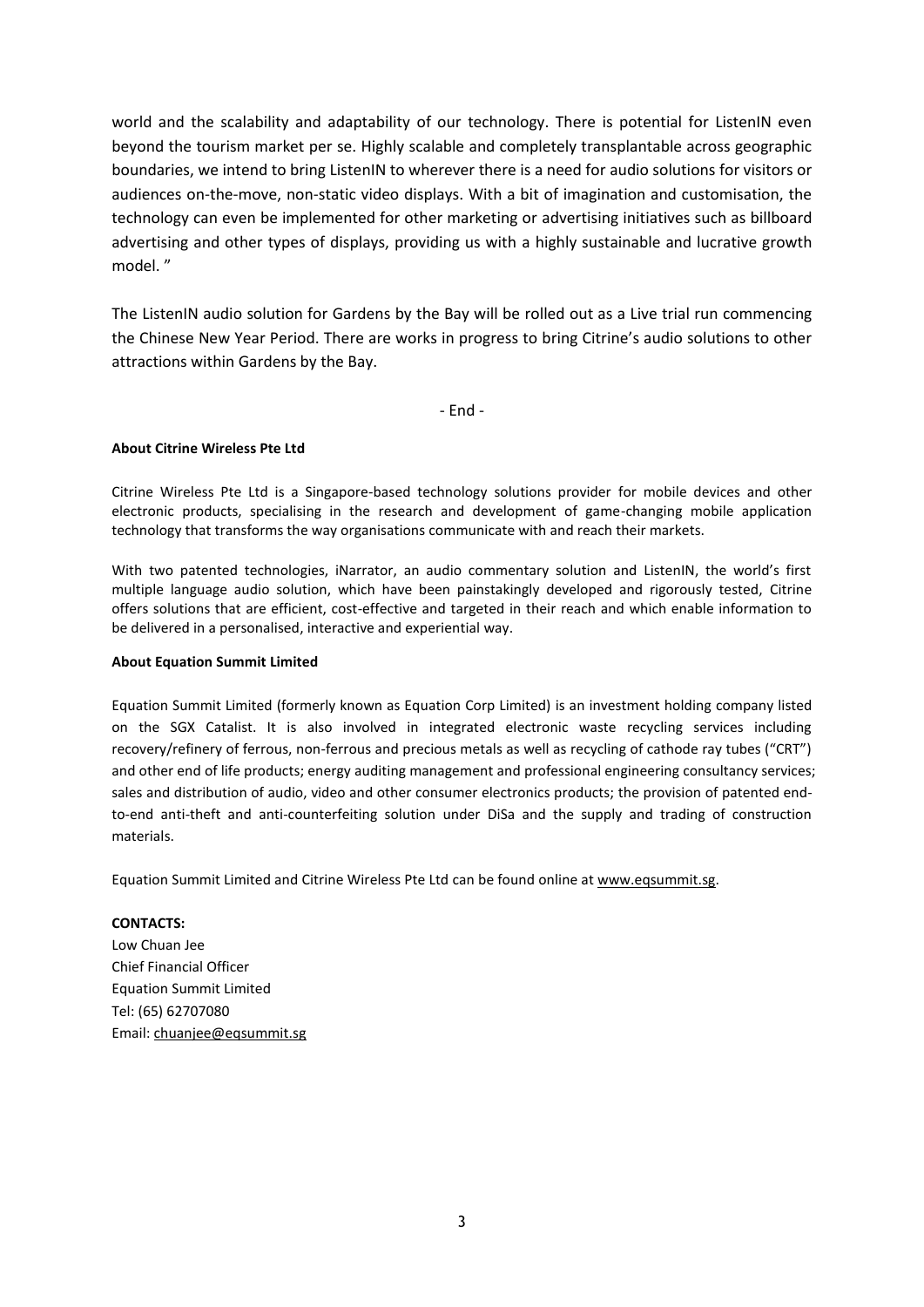world and the scalability and adaptability of our technology. There is potential for ListenIN even beyond the tourism market per se. Highly scalable and completely transplantable across geographic boundaries, we intend to bring ListenIN to wherever there is a need for audio solutions for visitors or audiences on-the-move, non-static video displays. With a bit of imagination and customisation, the technology can even be implemented for other marketing or advertising initiatives such as billboard advertising and other types of displays, providing us with a highly sustainable and lucrative growth model. "

The ListenIN audio solution for Gardens by the Bay will be rolled out as a Live trial run commencing the Chinese New Year Period. There are works in progress to bring Citrine's audio solutions to other attractions within Gardens by the Bay.

- End -

**About Citrine Wireless Pte Ltd**

Citrine Wireless Pte Ltd is a Singapore-based technology solutions provider for mobile devices and other electronic products, specialising in the research and development of game-changing mobile application technology that transforms the way organisations communicate with and reach their markets.

With two patented technologies, iNarrator, an audio commentary solution and ListenIN, the world's first multiple language audio solution, which have been painstakingly developed and rigorously tested, Citrine offers solutions that are efficient, cost-effective and targeted in their reach and which enable information to be delivered in a personalised, interactive and experiential way.

**About Equation Summit Limited**

Equation Summit Limited (formerly known as Equation Corp Limited) is an investment holding company listed on the SGX Catalist. It is also involved in integrated electronic waste recycling services including recovery/refinery of ferrous, non-ferrous and precious metals as well as recycling of cathode ray tubes ("CRT") and other end of life products; energy auditing management and professional engineering consultancy services; sales and distribution of audio, video and other consumer electronics products; the provision of patented end-to-end anti-theft and anti-counterfeiting solution under DiSa and the supply and trading of construction materials.

Equation Summit Limited and Citrine Wireless Pte Ltd can be found online at www.eqsummit.sg.

**CONTACTS:**

Low Chuan Jee
Chief Financial Officer
Equation Summit Limited
Tel: (65) 62707080
Email: chuanjee@eqsummit.sg